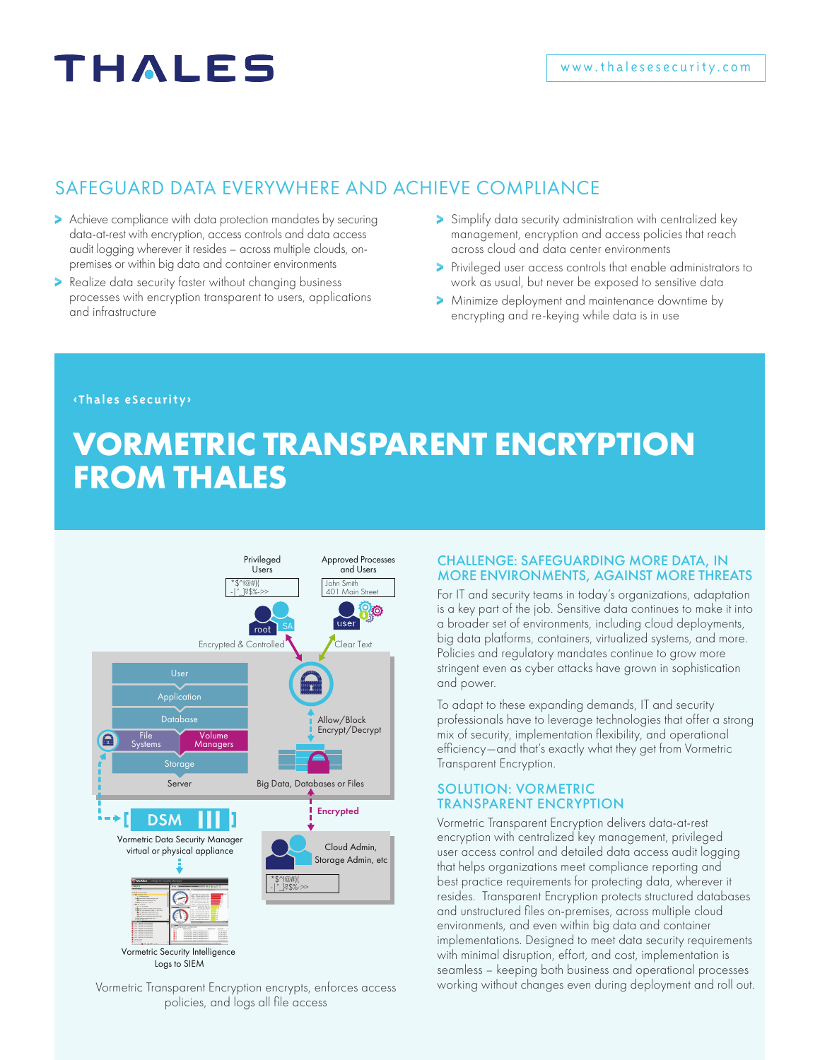# THALES

www.thalesesecurity.com

## SAFEGUARD DATA EVERYWHERE AND ACHIEVE COMPLIANCE

- Achieve compliance with data protection mandates by securing data-at-rest with encryption, access controls and data access audit logging wherever it resides – across multiple clouds, on-premises or within big data and container environments
- Realize data security faster without changing business processes with encryption transparent to users, applications and infrastructure
- Simplify data security administration with centralized key management, encryption and access policies that reach across cloud and data center environments
- Privileged user access controls that enable administrators to work as usual, but never be exposed to sensitive data
- Minimize deployment and maintenance downtime by encrypting and re-keying while data is in use

‹Thales eSecurity›

# VORMETRIC TRANSPARENT ENCRYPTION FROM THALES

Vormetric Transparent Encryption encrypts, enforces access policies, and logs all file access

## CHALLENGE: SAFEGUARDING MORE DATA, IN MORE ENVIRONMENTS, AGAINST MORE THREATS

For IT and security teams in today's organizations, adaptation is a key part of the job. Sensitive data continues to make it into a broader set of environments, including cloud deployments, big data platforms, containers, virtualized systems, and more. Policies and regulatory mandates continue to grow more stringent even as cyber attacks have grown in sophistication and power.

To adapt to these expanding demands, IT and security professionals have to leverage technologies that offer a strong mix of security, implementation flexibility, and operational efficiency—and that's exactly what they get from Vormetric Transparent Encryption.

## SOLUTION: VORMETRIC TRANSPARENT ENCRYPTION

Vormetric Transparent Encryption delivers data-at-rest encryption with centralized key management, privileged user access control and detailed data access audit logging that helps organizations meet compliance reporting and best practice requirements for protecting data, wherever it resides. Transparent Encryption protects structured databases and unstructured files on-premises, across multiple cloud environments, and even within big data and container implementations. Designed to meet data security requirements with minimal disruption, effort, and cost, implementation is seamless – keeping both business and operational processes working without changes even during deployment and roll out.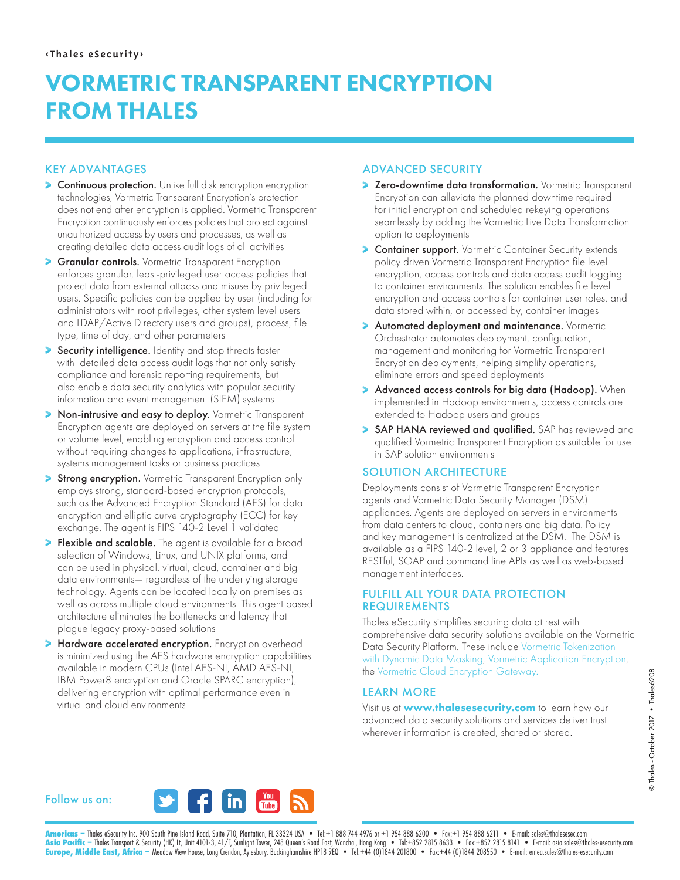‹Thales eSecurity›

# VORMETRIC TRANSPARENT ENCRYPTION FROM THALES

## KEY ADVANTAGES

- **Continuous protection.** Unlike full disk encryption encryption technologies, Vormetric Transparent Encryption's protection does not end after encryption is applied. Vormetric Transparent Encryption continuously enforces policies that protect against unauthorized access by users and processes, as well as creating detailed data access audit logs of all activities
- **Granular controls.** Vormetric Transparent Encryption enforces granular, least-privileged user access policies that protect data from external attacks and misuse by privileged users. Specific policies can be applied by user (including for administrators with root privileges, other system level users and LDAP/Active Directory users and groups), process, file type, time of day, and other parameters
- **Security intelligence.** Identify and stop threats faster with detailed data access audit logs that not only satisfy compliance and forensic reporting requirements, but also enable data security analytics with popular security information and event management (SIEM) systems
- **Non-intrusive and easy to deploy.** Vormetric Transparent Encryption agents are deployed on servers at the file system or volume level, enabling encryption and access control without requiring changes to applications, infrastructure, systems management tasks or business practices
- **Strong encryption.** Vormetric Transparent Encryption only employs strong, standard-based encryption protocols, such as the Advanced Encryption Standard (AES) for data encryption and elliptic curve cryptography (ECC) for key exchange. The agent is FIPS 140-2 Level 1 validated
- **Flexible and scalable.** The agent is available for a broad selection of Windows, Linux, and UNIX platforms, and can be used in physical, virtual, cloud, container and big data environments— regardless of the underlying storage technology. Agents can be located locally on premises as well as across multiple cloud environments. This agent based architecture eliminates the bottlenecks and latency that plague legacy proxy-based solutions
- **Hardware accelerated encryption.** Encryption overhead is minimized using the AES hardware encryption capabilities available in modern CPUs (Intel AES-NI, AMD AES-NI, IBM Power8 encryption and Oracle SPARC encryption), delivering encryption with optimal performance even in virtual and cloud environments

## ADVANCED SECURITY

- **Zero-downtime data transformation.** Vormetric Transparent Encryption can alleviate the planned downtime required for initial encryption and scheduled rekeying operations seamlessly by adding the Vormetric Live Data Transformation option to deployments
- **Container support.** Vormetric Container Security extends policy driven Vormetric Transparent Encryption file level encryption, access controls and data access audit logging to container environments. The solution enables file level encryption and access controls for container user roles, and data stored within, or accessed by, container images
- **Automated deployment and maintenance.** Vormetric Orchestrator automates deployment, configuration, management and monitoring for Vormetric Transparent Encryption deployments, helping simplify operations, eliminate errors and speed deployments
- **Advanced access controls for big data (Hadoop).** When implemented in Hadoop environments, access controls are extended to Hadoop users and groups
- **SAP HANA reviewed and qualified.** SAP has reviewed and qualified Vormetric Transparent Encryption as suitable for use in SAP solution environments

## SOLUTION ARCHITECTURE

Deployments consist of Vormetric Transparent Encryption agents and Vormetric Data Security Manager (DSM) appliances. Agents are deployed on servers in environments from data centers to cloud, containers and big data. Policy and key management is centralized at the DSM. The DSM is available as a FIPS 140-2 level, 2 or 3 appliance and features RESTful, SOAP and command line APIs as well as web-based management interfaces.

## FULFILL ALL YOUR DATA PROTECTION REQUIREMENTS

Thales eSecurity simplifies securing data at rest with comprehensive data security solutions available on the Vormetric Data Security Platform. These include Vormetric Tokenization with Dynamic Data Masking, Vormetric Application Encryption, the Vormetric Cloud Encryption Gateway.

## LEARN MORE

Visit us at **www.thalesesecurity.com** to learn how our advanced data security solutions and services deliver trust wherever information is created, shared or stored.

Follow us on:

**Americas –** Thales eSecurity Inc. 900 South Pine Island Road, Suite 710, Plantation, FL 33324 USA • Tel:+1 888 744 4976 or +1 954 888 6200 • Fax:+1 954 888 6211 • E-mail: sales@thalesesec.com
**Asia Pacific –** Thales Transport & Security (HK) Lt, Unit 4101-3, 41/F, Sunlight Tower, 248 Queen's Road East, Wanchai, Hong Kong • Tel:+852 2815 8633 • Fax:+852 2815 8141 • E-mail: asia.sales@thales-esecurity.com
**Europe, Middle East, Africa –** Meadow View House, Long Crendon, Aylesbury, Buckinghamshire HP18 9EQ • Tel:+44 (0)1844 201800 • Fax:+44 (0)1844 208550 • E-mail: emea.sales@thales-esecurity.com

© Thales - October 2017 • Thales6208